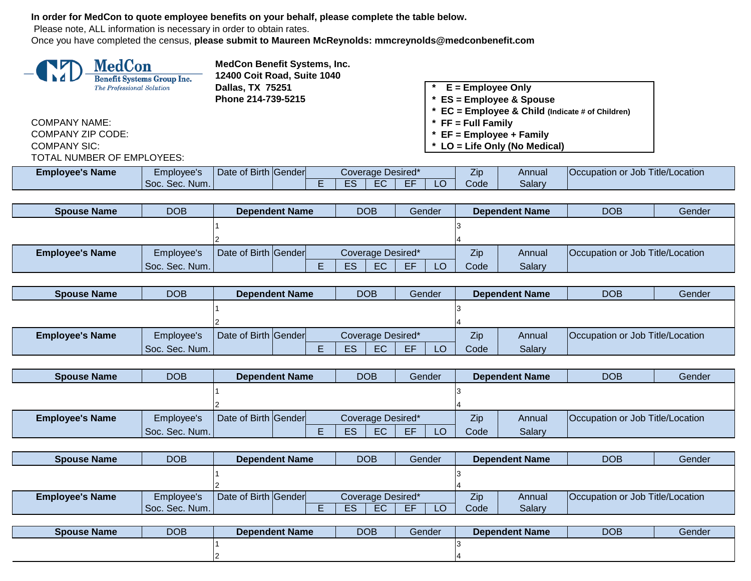**In order for MedCon to quote employee benefits on your behalf, please complete the table below.**

Please note, ALL information is necessary in order to obtain rates.

Once you have completed the census, **please submit to Maureen McReynolds: mmcreynolds@medconbenefit.com**

MedCon
Benefit Systems Group Inc.
*The Professional Solution*

**MedCon Benefit Systems, Inc.**
**12400 Coit Road, Suite 1040**
**Dallas, TX 75251**
**Phone 214-739-5215**

- **\* E = Employee Only**
- **\* ES = Employee & Spouse**
- **\* EC = Employee & Child** **(Indicate # of Children)**
- **\* FF = Full Family**
- **\* EF = Employee + Family**
- **\* LO = Life Only (No Medical)**

COMPANY NAME:
COMPANY ZIP CODE:
COMPANY SIC:
TOTAL NUMBER OF EMPLOYEES:

| **Employee's Name** | Employee's Soc. Sec. Num. | Date of Birth | Gender | Coverage Desired* | | | | | Zip Code | Annual Salary | Occupation or Job Title/Location |
|---|---|---|---|---|---|---|---|---|---|---|---|
| | | | | E | ES | EC | EF | LO | | | |

| **Spouse Name** | DOB | **Dependent Name** | DOB | Gender | **Dependent Name** | DOB | Gender |
|---|---|---|---|---|---|---|---|
| | | 1 | | | 3 | | |
| | | 2 | | | 4 | | |

| **Employee's Name** | Employee's Soc. Sec. Num. | Date of Birth | Gender | Coverage Desired* | | | | | Zip Code | Annual Salary | Occupation or Job Title/Location |
|---|---|---|---|---|---|---|---|---|---|---|---|
| | | | | E | ES | EC | EF | LO | | | |

| **Spouse Name** | DOB | **Dependent Name** | DOB | Gender | **Dependent Name** | DOB | Gender |
|---|---|---|---|---|---|---|---|
| | | 1 | | | 3 | | |
| | | 2 | | | 4 | | |

| **Employee's Name** | Employee's Soc. Sec. Num. | Date of Birth | Gender | Coverage Desired* | | | | | Zip Code | Annual Salary | Occupation or Job Title/Location |
|---|---|---|---|---|---|---|---|---|---|---|---|
| | | | | E | ES | EC | EF | LO | | | |

| **Spouse Name** | DOB | **Dependent Name** | DOB | Gender | **Dependent Name** | DOB | Gender |
|---|---|---|---|---|---|---|---|
| | | 1 | | | 3 | | |
| | | 2 | | | 4 | | |

| **Employee's Name** | Employee's Soc. Sec. Num. | Date of Birth | Gender | Coverage Desired* | | | | | Zip Code | Annual Salary | Occupation or Job Title/Location |
|---|---|---|---|---|---|---|---|---|---|---|---|
| | | | | E | ES | EC | EF | LO | | | |

| **Spouse Name** | DOB | **Dependent Name** | DOB | Gender | **Dependent Name** | DOB | Gender |
|---|---|---|---|---|---|---|---|
| | | 1 | | | 3 | | |
| | | 2 | | | 4 | | |

| **Employee's Name** | Employee's Soc. Sec. Num. | Date of Birth | Gender | Coverage Desired* | | | | | Zip Code | Annual Salary | Occupation or Job Title/Location |
|---|---|---|---|---|---|---|---|---|---|---|---|
| | | | | E | ES | EC | EF | LO | | | |

| **Spouse Name** | DOB | **Dependent Name** | DOB | Gender | **Dependent Name** | DOB | Gender |
|---|---|---|---|---|---|---|---|
| | | 1 | | | 3 | | |
| | | 2 | | | 4 | | |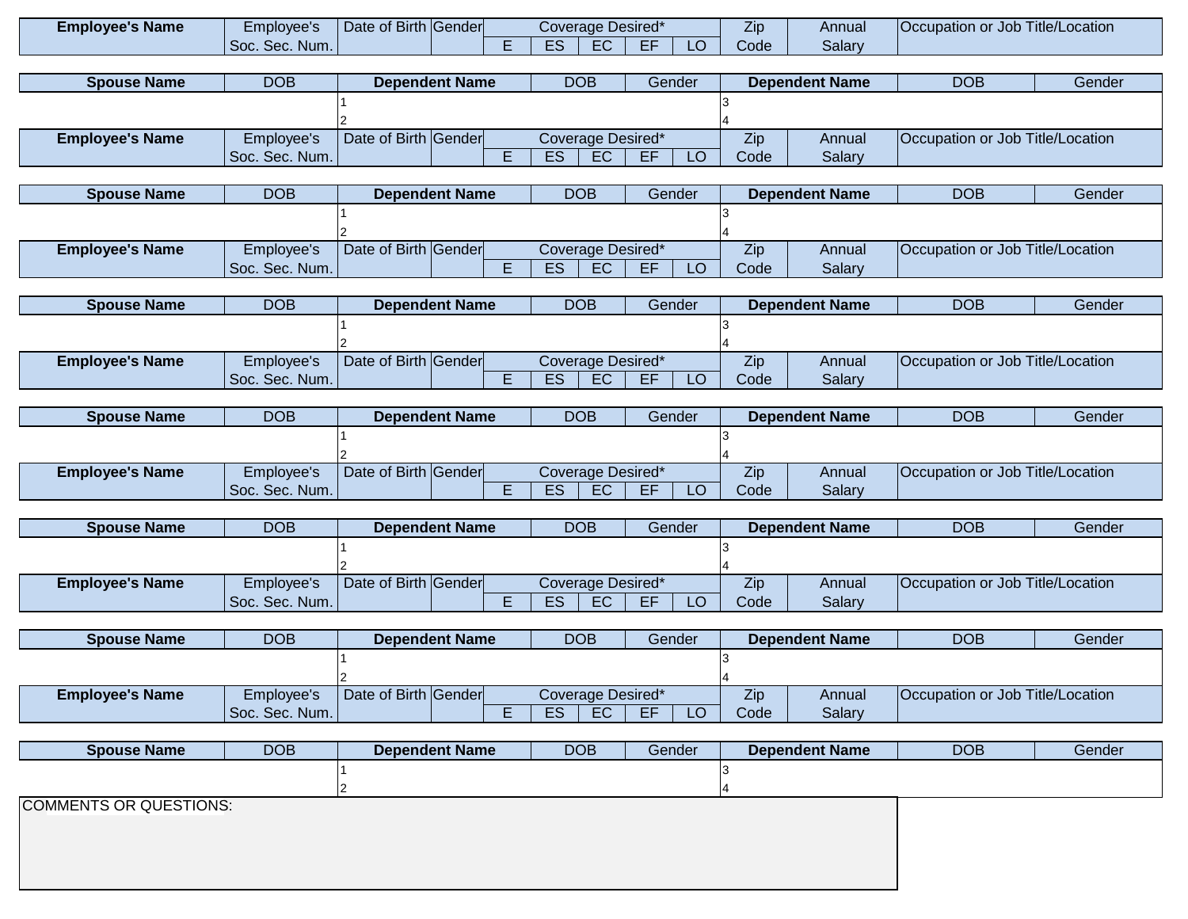| **Employee's Name** | Employee's Soc. Sec. Num. | Date of Birth | Gender | Coverage Desired* | | | | | Zip Code | Annual Salary | Occupation or Job Title/Location |
|---|---|---|---|---|---|---|---|---|---|---|---|
| | | | | E | ES | EC | EF | LO | | | |

| **Spouse Name** | DOB | **Dependent Name** | DOB | Gender | **Dependent Name** | DOB | Gender |
|---|---|---|---|---|---|---|---|
| | | 1 | | | 3 | | |
| | | 2 | | | 4 | | |

| **Employee's Name** | Employee's Soc. Sec. Num. | Date of Birth | Gender | Coverage Desired* | | | | | Zip Code | Annual Salary | Occupation or Job Title/Location |
|---|---|---|---|---|---|---|---|---|---|---|---|
| | | | | E | ES | EC | EF | LO | | | |

| **Spouse Name** | DOB | **Dependent Name** | DOB | Gender | **Dependent Name** | DOB | Gender |
|---|---|---|---|---|---|---|---|
| | | 1 | | | 3 | | |
| | | 2 | | | 4 | | |

| **Employee's Name** | Employee's Soc. Sec. Num. | Date of Birth | Gender | Coverage Desired* | | | | | Zip Code | Annual Salary | Occupation or Job Title/Location |
|---|---|---|---|---|---|---|---|---|---|---|---|
| | | | | E | ES | EC | EF | LO | | | |

| **Spouse Name** | DOB | **Dependent Name** | DOB | Gender | **Dependent Name** | DOB | Gender |
|---|---|---|---|---|---|---|---|
| | | 1 | | | 3 | | |
| | | 2 | | | 4 | | |

| **Employee's Name** | Employee's Soc. Sec. Num. | Date of Birth | Gender | Coverage Desired* | | | | | Zip Code | Annual Salary | Occupation or Job Title/Location |
|---|---|---|---|---|---|---|---|---|---|---|---|
| | | | | E | ES | EC | EF | LO | | | |

| **Spouse Name** | DOB | **Dependent Name** | DOB | Gender | **Dependent Name** | DOB | Gender |
|---|---|---|---|---|---|---|---|
| | | 1 | | | 3 | | |
| | | 2 | | | 4 | | |

| **Employee's Name** | Employee's Soc. Sec. Num. | Date of Birth | Gender | Coverage Desired* | | | | | Zip Code | Annual Salary | Occupation or Job Title/Location |
|---|---|---|---|---|---|---|---|---|---|---|---|
| | | | | E | ES | EC | EF | LO | | | |

| **Spouse Name** | DOB | **Dependent Name** | DOB | Gender | **Dependent Name** | DOB | Gender |
|---|---|---|---|---|---|---|---|
| | | 1 | | | 3 | | |
| | | 2 | | | 4 | | |

| **Employee's Name** | Employee's Soc. Sec. Num. | Date of Birth | Gender | Coverage Desired* | | | | | Zip Code | Annual Salary | Occupation or Job Title/Location |
|---|---|---|---|---|---|---|---|---|---|---|---|
| | | | | E | ES | EC | EF | LO | | | |

| **Spouse Name** | DOB | **Dependent Name** | DOB | Gender | **Dependent Name** | DOB | Gender |
|---|---|---|---|---|---|---|---|
| | | 1 | | | 3 | | |
| | | 2 | | | 4 | | |

| **Employee's Name** | Employee's Soc. Sec. Num. | Date of Birth | Gender | Coverage Desired* | | | | | Zip Code | Annual Salary | Occupation or Job Title/Location |
|---|---|---|---|---|---|---|---|---|---|---|---|
| | | | | E | ES | EC | EF | LO | | | |

| **Spouse Name** | DOB | **Dependent Name** | DOB | Gender | **Dependent Name** | DOB | Gender |
|---|---|---|---|---|---|---|---|
| | | 1 | | | 3 | | |
| | | 2 | | | 4 | | |

COMMENTS OR QUESTIONS: